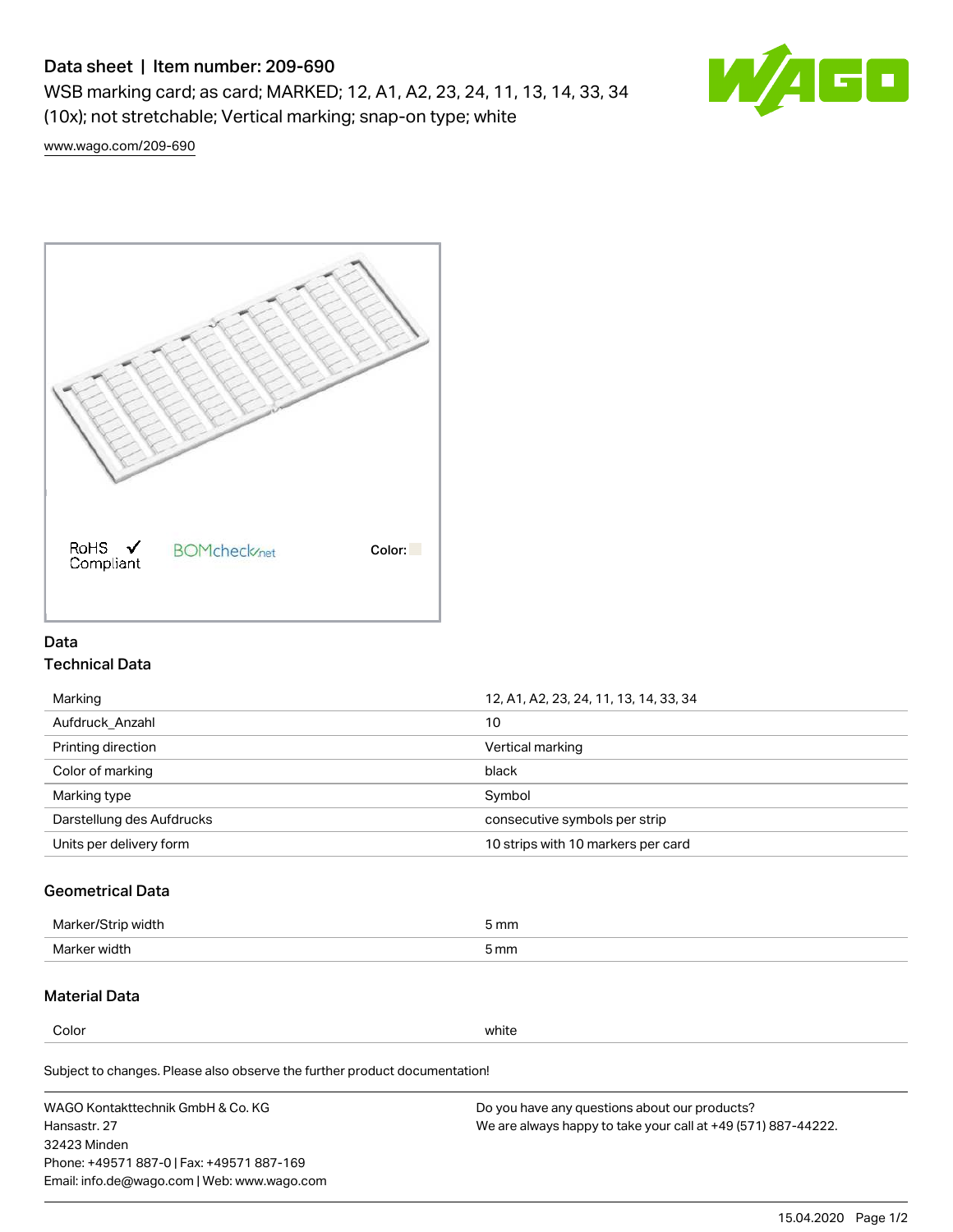# Data sheet | Item number: 209-690

WSB marking card; as card; MARKED; 12, A1, A2, 23, 24, 11, 13, 14, 33, 34 (10x); not stretchable; Vertical marking; snap-on type; white

www.wago.com/209-690

RoHS Compliant

BOMcheck.net

Color:

## Data

### Technical Data

| | |
|---|---|
| Marking | 12, A1, A2, 23, 24, 11, 13, 14, 33, 34 |
| Aufdruck_Anzahl | 10 |
| Printing direction | Vertical marking |
| Color of marking | black |
| Marking type | Symbol |
| Darstellung des Aufdrucks | consecutive symbols per strip |
| Units per delivery form | 10 strips with 10 markers per card |

### Geometrical Data

| | |
|---|---|
| Marker/Strip width | 5 mm |
| Marker width | 5 mm |

### Material Data

| | |
|---|---|
| Color | white |

Subject to changes. Please also observe the further product documentation!

WAGO Kontakttechnik GmbH & Co. KG
Hansastr. 27
32423 Minden
Phone: +49571 887-0 | Fax: +49571 887-169
Email: info.de@wago.com | Web: www.wago.com

Do you have any questions about our products?
We are always happy to take your call at +49 (571) 887-44222.

15.04.2020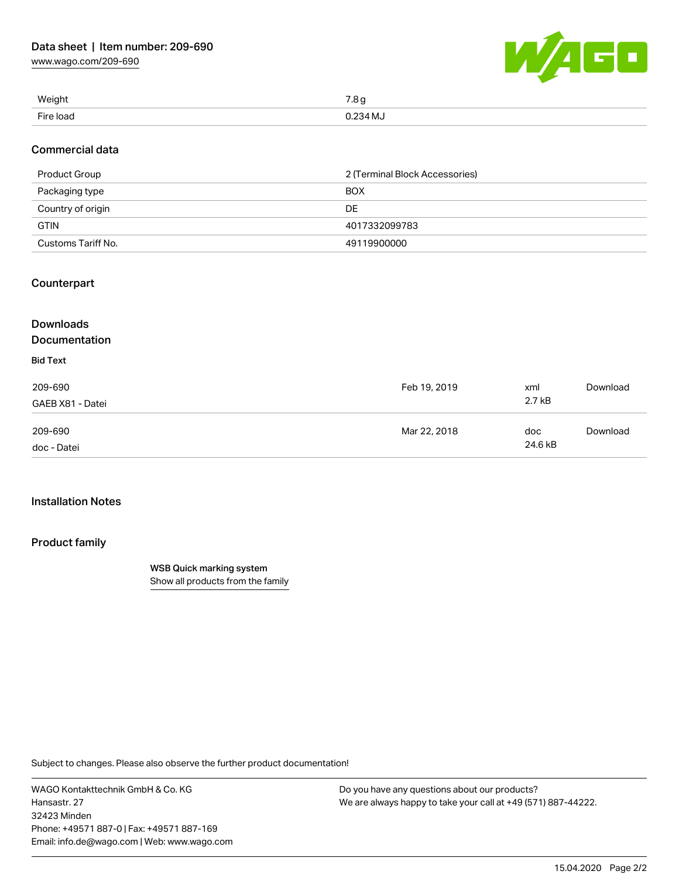| | |
|---|---|
| Weight | 7.8 g |
| Fire load | 0.234 MJ |

## Commercial data

| | |
|---|---|
| Product Group | 2 (Terminal Block Accessories) |
| Packaging type | BOX |
| Country of origin | DE |
| GTIN | 4017332099783 |
| Customs Tariff No. | 49119900000 |

## Counterpart

## Downloads

## Documentation

**Bid Text**

| | | | |
|---|---|---|---|
| 209-690<br>GAEB X81 - Datei | Feb 19, 2019 | xml<br>2.7 kB | Download |
| 209-690<br>doc - Datei | Mar 22, 2018 | doc<br>24.6 kB | Download |

## Installation Notes

## Product family

WSB Quick marking system
Show all products from the family

Subject to changes. Please also observe the further product documentation!

WAGO Kontakttechnik GmbH & Co. KG
Hansastr. 27
32423 Minden
Phone: +49571 887-0 | Fax: +49571 887-169
Email: info.de@wago.com | Web: www.wago.com

Do you have any questions about our products?
We are always happy to take your call at +49 (571) 887-44222.